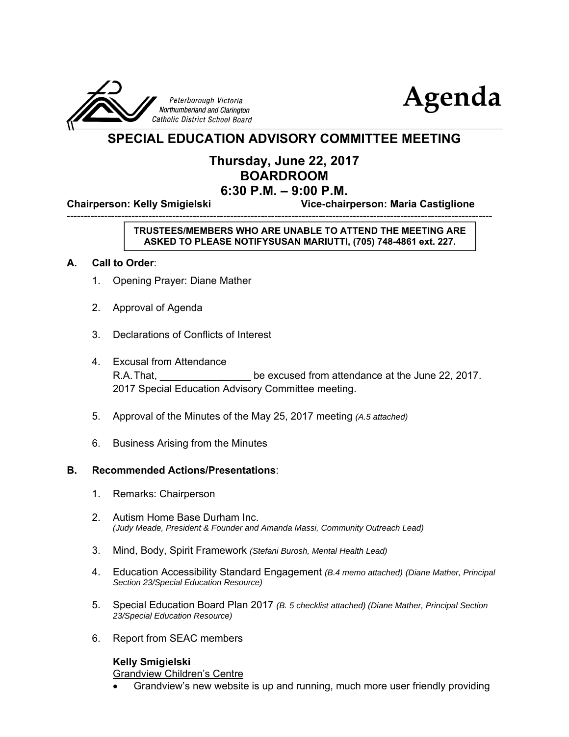Peterborough Victoria Northumberland and Clarington Catholic District School Board

# Agenda

## SPECIAL EDUCATION ADVISORY COMMITTEE MEETING

### Thursday, June 22, 2017
### BOARDROOM
### 6:30 P.M. – 9:00 P.M.

**Chairperson: Kelly Smigielski** **Vice-chairperson: Maria Castiglione**

---

**TRUSTEES/MEMBERS WHO ARE UNABLE TO ATTEND THE MEETING ARE ASKED TO PLEASE NOTIFYSUSAN MARIUTTI, (705) 748-4861 ext. 227.**

**A. Call to Order**:

1. Opening Prayer: Diane Mather
2. Approval of Agenda
3. Declarations of Conflicts of Interest
4. Excusal from Attendance
   R.A. That, ________________ be excused from attendance at the June 22, 2017. 2017 Special Education Advisory Committee meeting.
5. Approval of the Minutes of the May 25, 2017 meeting *(A.5 attached)*
6. Business Arising from the Minutes

**B. Recommended Actions/Presentations**:

1. Remarks: Chairperson
2. Autism Home Base Durham Inc.
   *(Judy Meade, President & Founder and Amanda Massi, Community Outreach Lead)*
3. Mind, Body, Spirit Framework *(Stefani Burosh, Mental Health Lead)*
4. Education Accessibility Standard Engagement *(B.4 memo attached) (Diane Mather, Principal Section 23/Special Education Resource)*
5. Special Education Board Plan 2017 *(B. 5 checklist attached) (Diane Mather, Principal Section 23/Special Education Resource)*
6. Report from SEAC members

   **Kelly Smigielski**
   Grandview Children's Centre
   - Grandview's new website is up and running, much more user friendly providing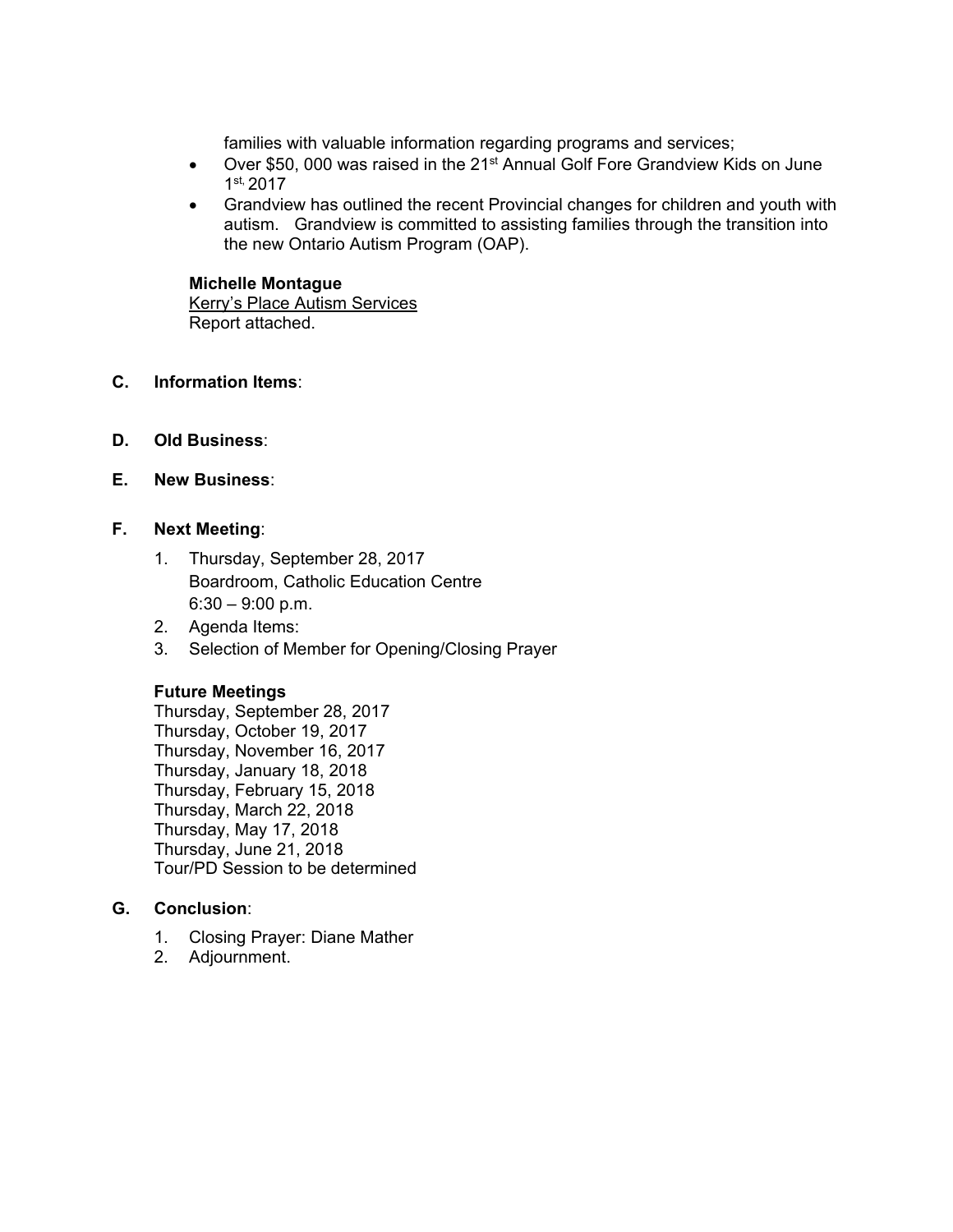families with valuable information regarding programs and services;

- Over $50, 000 was raised in the 21st Annual Golf Fore Grandview Kids on June 1st, 2017
- Grandview has outlined the recent Provincial changes for children and youth with autism. Grandview is committed to assisting families through the transition into the new Ontario Autism Program (OAP).

**Michelle Montague**
Kerry's Place Autism Services
Report attached.

**C. Information Items**:

**D. Old Business**:

**E. New Business**:

**F. Next Meeting**:

1. Thursday, September 28, 2017
   Boardroom, Catholic Education Centre
   6:30 – 9:00 p.m.
2. Agenda Items:
3. Selection of Member for Opening/Closing Prayer

**Future Meetings**
Thursday, September 28, 2017
Thursday, October 19, 2017
Thursday, November 16, 2017
Thursday, January 18, 2018
Thursday, February 15, 2018
Thursday, March 22, 2018
Thursday, May 17, 2018
Thursday, June 21, 2018
Tour/PD Session to be determined

**G. Conclusion**:

1. Closing Prayer: Diane Mather
2. Adjournment.